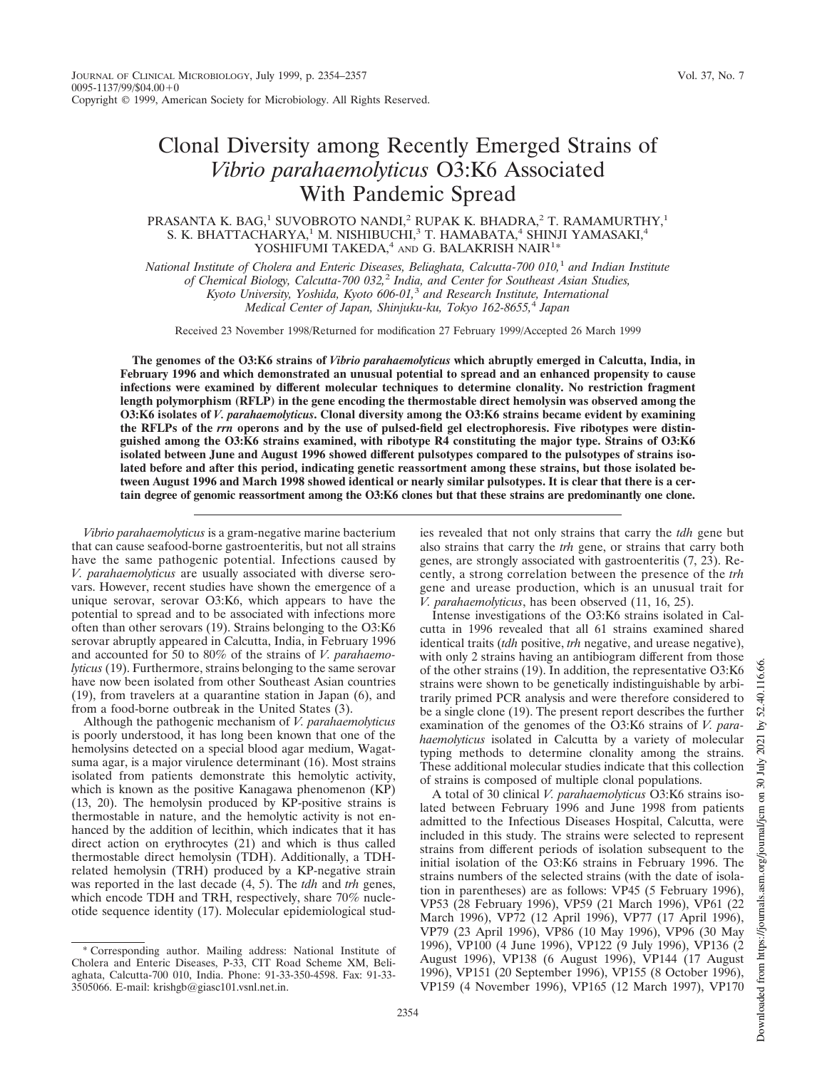# Clonal Diversity among Recently Emerged Strains of *Vibrio parahaemolyticus* O3:K6 Associated With Pandemic Spread

PRASANTA K. BAG,[1] SUVOBROTO NANDI,[2] RUPAK K. BHADRA,[2] T. RAMAMURTHY,[1] S. K. BHATTACHARYA,[1] M. NISHIBUCHI,[3] T. HAMABATA,[4] SHINJI YAMASAKI,[4] YOSHIFUMI TAKEDA,[4] AND G. BALAKRISH NAIR[1]*

*National Institute of Cholera and Enteric Diseases, Beliaghata, Calcutta-700 010,[1] and Indian Institute of Chemical Biology, Calcutta-700 032,[2] India, and Center for Southeast Asian Studies, Kyoto University, Yoshida, Kyoto 606-01,[3] and Research Institute, International Medical Center of Japan, Shinjuku-ku, Tokyo 162-8655,[4] Japan*

Received 23 November 1998/Returned for modification 27 February 1999/Accepted 26 March 1999

**The genomes of the O3:K6 strains of *Vibrio parahaemolyticus* which abruptly emerged in Calcutta, India, in February 1996 and which demonstrated an unusual potential to spread and an enhanced propensity to cause infections were examined by different molecular techniques to determine clonality. No restriction fragment length polymorphism (RFLP) in the gene encoding the thermostable direct hemolysin was observed among the O3:K6 isolates of *V. parahaemolyticus*. Clonal diversity among the O3:K6 strains became evident by examining the RFLPs of the *rrn* operons and by the use of pulsed-field gel electrophoresis. Five ribotypes were distinguished among the O3:K6 strains examined, with ribotype R4 constituting the major type. Strains of O3:K6 isolated between June and August 1996 showed different pulsotypes compared to the pulsotypes of strains isolated before and after this period, indicating genetic reassortment among these strains, but those isolated between August 1996 and March 1998 showed identical or nearly similar pulsotypes. It is clear that there is a certain degree of genomic reassortment among the O3:K6 clones but that these strains are predominantly one clone.**

*Vibrio parahaemolyticus* is a gram-negative marine bacterium that can cause seafood-borne gastroenteritis, but not all strains have the same pathogenic potential. Infections caused by *V. parahaemolyticus* are usually associated with diverse serovars. However, recent studies have shown the emergence of a unique serovar, serovar O3:K6, which appears to have the potential to spread and to be associated with infections more often than other serovars (19). Strains belonging to the O3:K6 serovar abruptly appeared in Calcutta, India, in February 1996 and accounted for 50 to 80% of the strains of *V. parahaemolyticus* (19). Furthermore, strains belonging to the same serovar have now been isolated from other Southeast Asian countries (19), from travelers at a quarantine station in Japan (6), and from a food-borne outbreak in the United States (3).

Although the pathogenic mechanism of *V. parahaemolyticus* is poorly understood, it has long been known that one of the hemolysins detected on a special blood agar medium, Wagatsuma agar, is a major virulence determinant (16). Most strains isolated from patients demonstrate this hemolytic activity, which is known as the positive Kanagawa phenomenon (KP) (13, 20). The hemolysin produced by KP-positive strains is thermostable in nature, and the hemolytic activity is not enhanced by the addition of lecithin, which indicates that it has direct action on erythrocytes (21) and which is thus called thermostable direct hemolysin (TDH). Additionally, a TDH-related hemolysin (TRH) produced by a KP-negative strain was reported in the last decade (4, 5). The *tdh* and *trh* genes, which encode TDH and TRH, respectively, share 70% nucleotide sequence identity (17). Molecular epidemiological studies revealed that not only strains that carry the *tdh* gene but also strains that carry the *trh* gene, or strains that carry both genes, are strongly associated with gastroenteritis (7, 23). Recently, a strong correlation between the presence of the *trh* gene and urease production, which is an unusual trait for *V. parahaemolyticus*, has been observed (11, 16, 25).

Intense investigations of the O3:K6 strains isolated in Calcutta in 1996 revealed that all 61 strains examined shared identical traits (*tdh* positive, *trh* negative, and urease negative), with only 2 strains having an antibiogram different from those of the other strains (19). In addition, the representative O3:K6 strains were shown to be genetically indistinguishable by arbitrarily primed PCR analysis and were therefore considered to be a single clone (19). The present report describes the further examination of the genomes of the O3:K6 strains of *V. parahaemolyticus* isolated in Calcutta by a variety of molecular typing methods to determine clonality among the strains. These additional molecular studies indicate that this collection of strains is composed of multiple clonal populations.

A total of 30 clinical *V. parahaemolyticus* O3:K6 strains isolated between February 1996 and June 1998 from patients admitted to the Infectious Diseases Hospital, Calcutta, were included in this study. The strains were selected to represent strains from different periods of isolation subsequent to the initial isolation of the O3:K6 strains in February 1996. The strains numbers of the selected strains (with the date of isolation in parentheses) are as follows: VP45 (5 February 1996), VP53 (28 February 1996), VP59 (21 March 1996), VP61 (22 March 1996), VP72 (12 April 1996), VP77 (17 April 1996), VP79 (23 April 1996), VP86 (10 May 1996), VP96 (30 May 1996), VP100 (4 June 1996), VP122 (9 July 1996), VP136 (2 August 1996), VP138 (6 August 1996), VP144 (17 August 1996), VP151 (20 September 1996), VP155 (8 October 1996), VP159 (4 November 1996), VP165 (12 March 1997), VP170

\* Corresponding author. Mailing address: National Institute of Cholera and Enteric Diseases, P-33, CIT Road Scheme XM, Beliaghata, Calcutta-700 010, India. Phone: 91-33-350-4598. Fax: 91-33-3505066. E-mail: krishgb@giasc101.vsnl.net.in.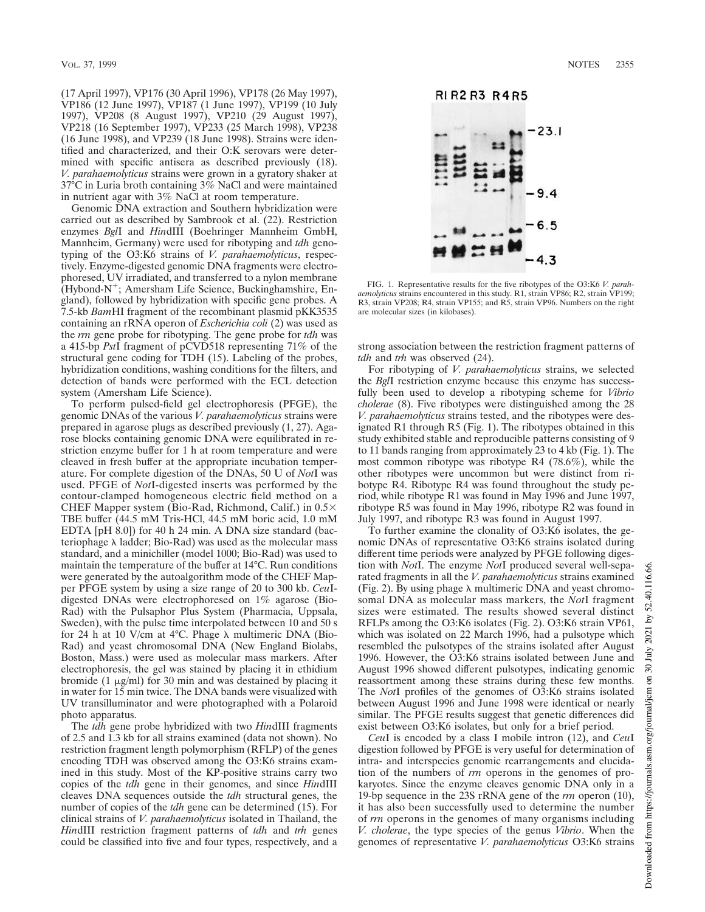(17 April 1997), VP176 (30 April 1996), VP178 (26 May 1997), VP186 (12 June 1997), VP187 (1 June 1997), VP199 (10 July 1997), VP208 (8 August 1997), VP210 (29 August 1997), VP218 (16 September 1997), VP233 (25 March 1998), VP238 (16 June 1998), and VP239 (18 June 1998). Strains were identified and characterized, and their O:K serovars were determined with specific antisera as described previously (18). *V. parahaemolyticus* strains were grown in a gyratory shaker at 37°C in Luria broth containing 3% NaCl and were maintained in nutrient agar with 3% NaCl at room temperature.

Genomic DNA extraction and Southern hybridization were carried out as described by Sambrook et al. (22). Restriction enzymes *Bgl*I and *Hin*dIII (Boehringer Mannheim GmbH, Mannheim, Germany) were used for ribotyping and *tdh* genotyping of the O3:K6 strains of *V. parahaemolyticus*, respectively. Enzyme-digested genomic DNA fragments were electrophoresed, UV irradiated, and transferred to a nylon membrane (Hybond-N$^+$; Amersham Life Science, Buckinghamshire, England), followed by hybridization with specific gene probes. A 7.5-kb *Bam*HI fragment of the recombinant plasmid pKK3535 containing an rRNA operon of *Escherichia coli* (2) was used as the *rrn* gene probe for ribotyping. The gene probe for *tdh* was a 415-bp *Pst*I fragment of pCVD518 representing 71% of the structural gene coding for TDH (15). Labeling of the probes, hybridization conditions, washing conditions for the filters, and detection of bands were performed with the ECL detection system (Amersham Life Science).

To perform pulsed-field gel electrophoresis (PFGE), the genomic DNAs of the various *V. parahaemolyticus* strains were prepared in agarose plugs as described previously (1, 27). Agarose blocks containing genomic DNA were equilibrated in restriction enzyme buffer for 1 h at room temperature and were cleaved in fresh buffer at the appropriate incubation temperature. For complete digestion of the DNAs, 50 U of *Not*I was used. PFGE of *Not*I-digested inserts was performed by the contour-clamped homogeneous electric field method on a CHEF Mapper system (Bio-Rad, Richmond, Calif.) in 0.5× TBE buffer (44.5 mM Tris-HCl, 44.5 mM boric acid, 1.0 mM EDTA [pH 8.0]) for 40 h 24 min. A DNA size standard (bacteriophage λ ladder; Bio-Rad) was used as the molecular mass standard, and a minichiller (model 1000; Bio-Rad) was used to maintain the temperature of the buffer at 14°C. Run conditions were generated by the autoalgorithm mode of the CHEF Mapper PFGE system by using a size range of 20 to 300 kb. *Ceu*I-digested DNAs were electrophoresed on 1% agarose (Bio-Rad) with the Pulsaphor Plus System (Pharmacia, Uppsala, Sweden), with the pulse time interpolated between 10 and 50 s for 24 h at 10 V/cm at 4°C. Phage λ multimeric DNA (Bio-Rad) and yeast chromosomal DNA (New England Biolabs, Boston, Mass.) were used as molecular mass markers. After electrophoresis, the gel was stained by placing it in ethidium bromide (1 μg/ml) for 30 min and was destained by placing it in water for 15 min twice. The DNA bands were visualized with UV transilluminator and were photographed with a Polaroid photo apparatus.

The *tdh* gene probe hybridized with two *Hin*dIII fragments of 2.5 and 1.3 kb for all strains examined (data not shown). No restriction fragment length polymorphism (RFLP) of the genes encoding TDH was observed among the O3:K6 strains examined in this study. Most of the KP-positive strains carry two copies of the *tdh* gene in their genomes, and since *Hin*dIII cleaves DNA sequences outside the *tdh* structural genes, the number of copies of the *tdh* gene can be determined (15). For clinical strains of *V. parahaemolyticus* isolated in Thailand, the *Hin*dIII restriction fragment patterns of *tdh* and *trh* genes could be classified into five and four types, respectively, and a strong association between the restriction fragment patterns of *tdh* and *trh* was observed (24).

R1 R2 R3 R4 R5

-23.1

-9.4

-6.5

-4.3

FIG. 1. Representative results for the five ribotypes of the O3:K6 *V. parahaemolyticus* strains encountered in this study. R1, strain VP86; R2, strain VP199; R3, strain VP208; R4, strain VP155; and R5, strain VP96. Numbers on the right are molecular sizes (in kilobases).

For ribotyping of *V. parahaemolyticus* strains, we selected the *Bgl*I restriction enzyme because this enzyme has successfully been used to develop a ribotyping scheme for *Vibrio cholerae* (8). Five ribotypes were distinguished among the 28 *V. parahaemolyticus* strains tested, and the ribotypes were designated R1 through R5 (Fig. 1). The ribotypes obtained in this study exhibited stable and reproducible patterns consisting of 9 to 11 bands ranging from approximately 23 to 4 kb (Fig. 1). The most common ribotype was ribotype R4 (78.6%), while the other ribotypes were uncommon but were distinct from ribotype R4. Ribotype R4 was found throughout the study period, while ribotype R1 was found in May 1996 and June 1997, ribotype R5 was found in May 1996, ribotype R2 was found in July 1997, and ribotype R3 was found in August 1997.

To further examine the clonality of O3:K6 isolates, the genomic DNAs of representative O3:K6 strains isolated during different time periods were analyzed by PFGE following digestion with *Not*I. The enzyme *Not*I produced several well-separated fragments in all the *V. parahaemolyticus* strains examined (Fig. 2). By using phage λ multimeric DNA and yeast chromosomal DNA as molecular mass markers, the *Not*I fragment sizes were estimated. The results showed several distinct RFLPs among the O3:K6 isolates (Fig. 2). O3:K6 strain VP61, which was isolated on 22 March 1996, had a pulsotype which resembled the pulsotypes of the strains isolated after August 1996. However, the O3:K6 strains isolated between June and August 1996 showed different pulsotypes, indicating genomic reassortment among these strains during these few months. The *Not*I profiles of the genomes of O3:K6 strains isolated between August 1996 and June 1998 were identical or nearly similar. The PFGE results suggest that genetic differences did exist between O3:K6 isolates, but only for a brief period.

*Ceu*I is encoded by a class I mobile intron (12), and *Ceu*I digestion followed by PFGE is very useful for determination of intra- and interspecies genomic rearrangements and elucidation of the numbers of *rrn* operons in the genomes of prokaryotes. Since the enzyme cleaves genomic DNA only in a 19-bp sequence in the 23S rRNA gene of the *rrn* operon (10), it has also been successfully used to determine the number of *rrn* operons in the genomes of many organisms including *V. cholerae*, the type species of the genus *Vibrio*. When the genomes of representative *V. parahaemolyticus* O3:K6 strains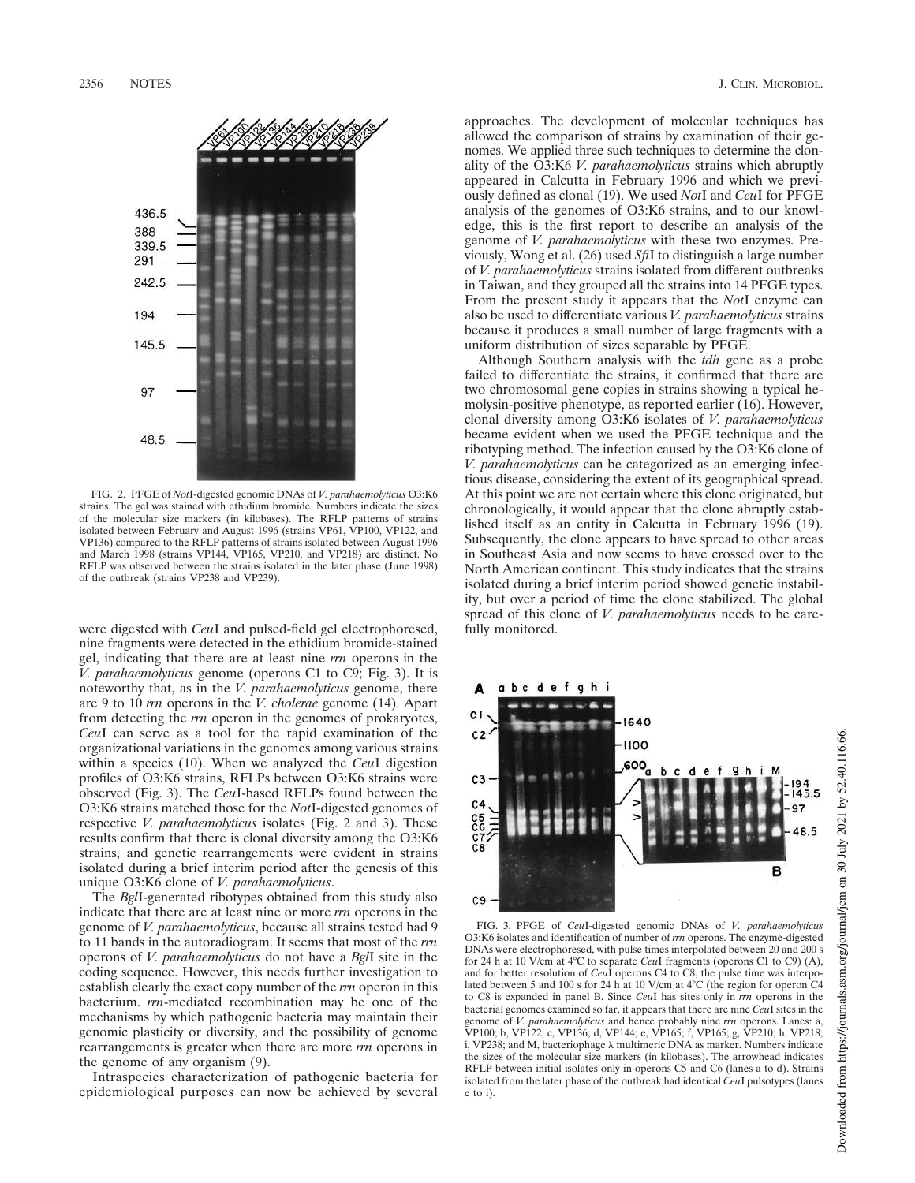FIG. 2. PFGE of *Not*I-digested genomic DNAs of *V. parahaemolyticus* O3:K6 strains. The gel was stained with ethidium bromide. Numbers indicate the sizes of the molecular size markers (in kilobases). The RFLP patterns of strains isolated between February and August 1996 (strains VP61, VP100, VP122, and VP136) compared to the RFLP patterns of strains isolated between August 1996 and March 1998 (strains VP144, VP165, VP210, and VP218) are distinct. No RFLP was observed between the strains isolated in the later phase (June 1998) of the outbreak (strains VP238 and VP239).

were digested with *Ceu*I and pulsed-field gel electrophoresed, nine fragments were detected in the ethidium bromide-stained gel, indicating that there are at least nine *rrn* operons in the *V. parahaemolyticus* genome (operons C1 to C9; Fig. 3). It is noteworthy that, as in the *V. parahaemolyticus* genome, there are 9 to 10 *rrn* operons in the *V. cholerae* genome (14). Apart from detecting the *rrn* operon in the genomes of prokaryotes, *Ceu*I can serve as a tool for the rapid examination of the organizational variations in the genomes among various strains within a species (10). When we analyzed the *Ceu*I digestion profiles of O3:K6 strains, RFLPs between O3:K6 strains were observed (Fig. 3). The *Ceu*I-based RFLPs found between the O3:K6 strains matched those for the *Not*I-digested genomes of respective *V. parahaemolyticus* isolates (Fig. 2 and 3). These results confirm that there is clonal diversity among the O3:K6 strains, and genetic rearrangements were evident in strains isolated during a brief interim period after the genesis of this unique O3:K6 clone of *V. parahaemolyticus*.

The *Bgl*I-generated ribotypes obtained from this study also indicate that there are at least nine or more *rrn* operons in the genome of *V. parahaemolyticus*, because all strains tested had 9 to 11 bands in the autoradiogram. It seems that most of the *rrn* operons of *V. parahaemolyticus* do not have a *Bgl*I site in the coding sequence. However, this needs further investigation to establish clearly the exact copy number of the *rrn* operon in this bacterium. *rrn*-mediated recombination may be one of the mechanisms by which pathogenic bacteria may maintain their genomic plasticity or diversity, and the possibility of genome rearrangements is greater when there are more *rrn* operons in the genome of any organism (9).

Intraspecies characterization of pathogenic bacteria for epidemiological purposes can now be achieved by several approaches. The development of molecular techniques has allowed the comparison of strains by examination of their genomes. We applied three such techniques to determine the clonality of the O3:K6 *V. parahaemolyticus* strains which abruptly appeared in Calcutta in February 1996 and which we previously defined as clonal (19). We used *Not*I and *Ceu*I for PFGE analysis of the genomes of O3:K6 strains, and to our knowledge, this is the first report to describe an analysis of the genome of *V. parahaemolyticus* with these two enzymes. Previously, Wong et al. (26) used *Sfi*I to distinguish a large number of *V. parahaemolyticus* strains isolated from different outbreaks in Taiwan, and they grouped all the strains into 14 PFGE types. From the present study it appears that the *Not*I enzyme can also be used to differentiate various *V. parahaemolyticus* strains because it produces a small number of large fragments with a uniform distribution of sizes separable by PFGE.

Although Southern analysis with the *tdh* gene as a probe failed to differentiate the strains, it confirmed that there are two chromosomal gene copies in strains showing a typical hemolysin-positive phenotype, as reported earlier (16). However, clonal diversity among O3:K6 isolates of *V. parahaemolyticus* became evident when we used the PFGE technique and the ribotyping method. The infection caused by the O3:K6 clone of *V. parahaemolyticus* can be categorized as an emerging infectious disease, considering the extent of its geographical spread. At this point we are not certain where this clone originated, but chronologically, it would appear that the clone abruptly established itself as an entity in Calcutta in February 1996 (19). Subsequently, the clone appears to have spread to other areas in Southeast Asia and now seems to have crossed over to the North American continent. This study indicates that the strains isolated during a brief interim period showed genetic instability, but over a period of time the clone stabilized. The global spread of this clone of *V. parahaemolyticus* needs to be carefully monitored.

FIG. 3. PFGE of *Ceu*I-digested genomic DNAs of *V. parahaemolyticus* O3:K6 isolates and identification of number of *rrn* operons. The enzyme-digested DNAs were electrophoresed, with pulse times interpolated between 20 and 200 s for 24 h at 10 V/cm at 4°C to separate *Ceu*I fragments (operons C1 to C9) (A), and for better resolution of *Ceu*I operons C4 to C8, the pulse time was interpolated between 5 and 100 s for 24 h at 10 V/cm at 4°C (the region for operon C4 to C8 is expanded in panel B. Since *Ceu*I has sites only in *rrn* operons in the bacterial genomes examined so far, it appears that there are nine *Ceu*I sites in the genome of *V. parahaemolyticus* and hence probably nine *rrn* operons. Lanes: a, VP100; b, VP122; c, VP136; d, VP144; e, VP165; f, VP165; g, VP210; h, VP218; i, VP238; and M, bacteriophage λ multimeric DNA as marker. Numbers indicate the sizes of the molecular size markers (in kilobases). The arrowhead indicates RFLP between initial isolates only in operons C5 and C6 (lanes a to d). Strains isolated from the later phase of the outbreak had identical *Ceu*I pulsotypes (lanes e to i).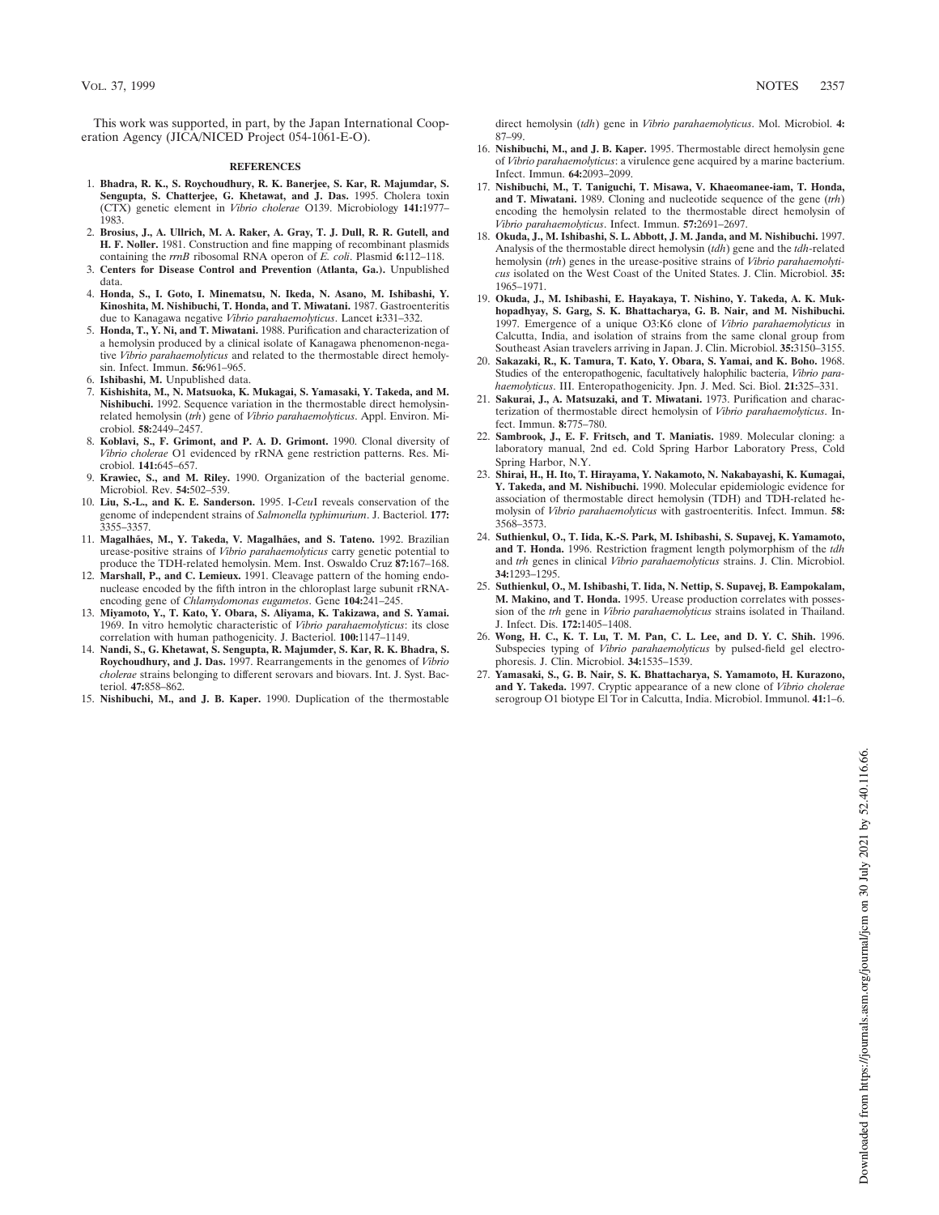This work was supported, in part, by the Japan International Cooperation Agency (JICA/NICED Project 054-1061-E-O).

## REFERENCES

1. **Bhadra, R. K., S. Roychoudhury, R. K. Banerjee, S. Kar, R. Majumdar, S. Sengupta, S. Chatterjee, G. Khetawat, and J. Das.** 1995. Cholera toxin (CTX) genetic element in *Vibrio cholerae* O139. Microbiology **141:**1977–1983.
2. **Brosius, J., A. Ullrich, M. A. Raker, A. Gray, T. J. Dull, R. R. Gutell, and H. F. Noller.** 1981. Construction and fine mapping of recombinant plasmids containing the *rrnB* ribosomal RNA operon of *E. coli*. Plasmid **6:**112–118.
3. **Centers for Disease Control and Prevention (Atlanta, Ga.).** Unpublished data.
4. **Honda, S., I. Goto, I. Minematsu, N. Ikeda, N. Asano, M. Ishibashi, Y. Kinoshita, M. Nishibuchi, T. Honda, and T. Miwatani.** 1987. Gastroenteritis due to Kanagawa negative *Vibrio parahaemolyticus*. Lancet **i:**331–332.
5. **Honda, T., Y. Ni, and T. Miwatani.** 1988. Purification and characterization of a hemolysin produced by a clinical isolate of Kanagawa phenomenon-negative *Vibrio parahaemolyticus* and related to the thermostable direct hemolysin. Infect. Immun. **56:**961–965.
6. **Ishibashi, M.** Unpublished data.
7. **Kishishita, M., N. Matsuoka, K. Mukagai, S. Yamasaki, Y. Takeda, and M. Nishibuchi.** 1992. Sequence variation in the thermostable direct hemolysin-related hemolysin (*trh*) gene of *Vibrio parahaemolyticus*. Appl. Environ. Microbiol. **58:**2449–2457.
8. **Koblavi, S., F. Grimont, and P. A. D. Grimont.** 1990. Clonal diversity of *Vibrio cholerae* O1 evidenced by rRNA gene restriction patterns. Res. Microbiol. **141:**645–657.
9. **Krawiec, S., and M. Riley.** 1990. Organization of the bacterial genome. Microbiol. Rev. **54:**502–539.
10. **Liu, S.-L., and K. E. Sanderson.** 1995. I-*Ceu*I reveals conservation of the genome of independent strains of *Salmonella typhimurium*. J. Bacteriol. **177:**3355–3357.
11. **Magalhães, M., Y. Takeda, V. Magalhães, and S. Tateno.** 1992. Brazilian urease-positive strains of *Vibrio parahaemolyticus* carry genetic potential to produce the TDH-related hemolysin. Mem. Inst. Oswaldo Cruz **87:**167–168.
12. **Marshall, P., and C. Lemieux.** 1991. Cleavage pattern of the homing endonuclease encoded by the fifth intron in the chloroplast large subunit rRNA-encoding gene of *Chlamydomonas eugametos*. Gene **104:**241–245.
13. **Miyamoto, Y., T. Kato, Y. Obara, S. Aliyama, K. Takizawa, and S. Yamai.** 1969. In vitro hemolytic characteristic of *Vibrio parahaemolyticus*: its close correlation with human pathogenicity. J. Bacteriol. **100:**1147–1149.
14. **Nandi, S., G. Khetawat, S. Sengupta, R. Majumder, S. Kar, R. K. Bhadra, S. Roychoudhury, and J. Das.** 1997. Rearrangements in the genomes of *Vibrio cholerae* strains belonging to different serovars and biovars. Int. J. Syst. Bacteriol. **47:**858–862.
15. **Nishibuchi, M., and J. B. Kaper.** 1990. Duplication of the thermostable direct hemolysin (*tdh*) gene in *Vibrio parahaemolyticus*. Mol. Microbiol. **4:**87–99.
16. **Nishibuchi, M., and J. B. Kaper.** 1995. Thermostable direct hemolysin gene of *Vibrio parahaemolyticus*: a virulence gene acquired by a marine bacterium. Infect. Immun. **64:**2093–2099.
17. **Nishibuchi, M., T. Taniguchi, T. Misawa, V. Khaeomanee-iam, T. Honda, and T. Miwatani.** 1989. Cloning and nucleotide sequence of the gene (*trh*) encoding the hemolysin related to the thermostable direct hemolysin of *Vibrio parahaemolyticus*. Infect. Immun. **57:**2691–2697.
18. **Okuda, J., M. Ishibashi, S. L. Abbott, J. M. Janda, and M. Nishibuchi.** 1997. Analysis of the thermostable direct hemolysin (*tdh*) gene and the *tdh*-related hemolysin (*trh*) genes in the urease-positive strains of *Vibrio parahaemolyticus* isolated on the West Coast of the United States. J. Clin. Microbiol. **35:**1965–1971.
19. **Okuda, J., M. Ishibashi, E. Hayakaya, T. Nishino, Y. Takeda, A. K. Mukhopadhyay, S. Garg, S. K. Bhattacharya, G. B. Nair, and M. Nishibuchi.** 1997. Emergence of a unique O3:K6 clone of *Vibrio parahaemolyticus* in Calcutta, India, and isolation of strains from the same clonal group from Southeast Asian travelers arriving in Japan. J. Clin. Microbiol. **35:**3150–3155.
20. **Sakazaki, R., K. Tamura, T. Kato, Y. Obara, S. Yamai, and K. Boho.** 1968. Studies of the enteropathogenic, facultatively halophilic bacteria, *Vibrio parahaemolyticus*. III. Enteropathogenicity. Jpn. J. Med. Sci. Biol. **21:**325–331.
21. **Sakurai, J., A. Matsuzaki, and T. Miwatani.** 1973. Purification and characterization of thermostable direct hemolysin of *Vibrio parahaemolyticus*. Infect. Immun. **8:**775–780.
22. **Sambrook, J., E. F. Fritsch, and T. Maniatis.** 1989. Molecular cloning: a laboratory manual, 2nd ed. Cold Spring Harbor Laboratory Press, Cold Spring Harbor, N.Y.
23. **Shirai, H., H. Ito, T. Hirayama, Y. Nakamoto, N. Nakabayashi, K. Kumagai, Y. Takeda, and M. Nishibuchi.** 1990. Molecular epidemiologic evidence for association of thermostable direct hemolysin (TDH) and TDH-related hemolysin of *Vibrio parahaemolyticus* with gastroenteritis. Infect. Immun. **58:**3568–3573.
24. **Suthienkul, O., T. Iida, K.-S. Park, M. Ishibashi, S. Supavej, K. Yamamoto, and T. Honda.** 1996. Restriction fragment length polymorphism of the *tdh* and *trh* genes in clinical *Vibrio parahaemolyticus* strains. J. Clin. Microbiol. **34:**1293–1295.
25. **Suthienkul, O., M. Ishibashi, T. Iida, N. Nettip, S. Supavej, B. Eampokalam, M. Makino, and T. Honda.** 1995. Urease production correlates with possession of the *trh* gene in *Vibrio parahaemolyticus* strains isolated in Thailand. J. Infect. Dis. **172:**1405–1408.
26. **Wong, H. C., K. T. Lu, T. M. Pan, C. L. Lee, and D. Y. C. Shih.** 1996. Subspecies typing of *Vibrio parahaemolyticus* by pulsed-field gel electrophoresis. J. Clin. Microbiol. **34:**1535–1539.
27. **Yamasaki, S., G. B. Nair, S. K. Bhattacharya, S. Yamamoto, H. Kurazono, and Y. Takeda.** 1997. Cryptic appearance of a new clone of *Vibrio cholerae* serogroup O1 biotype El Tor in Calcutta, India. Microbiol. Immunol. **41:**1–6.